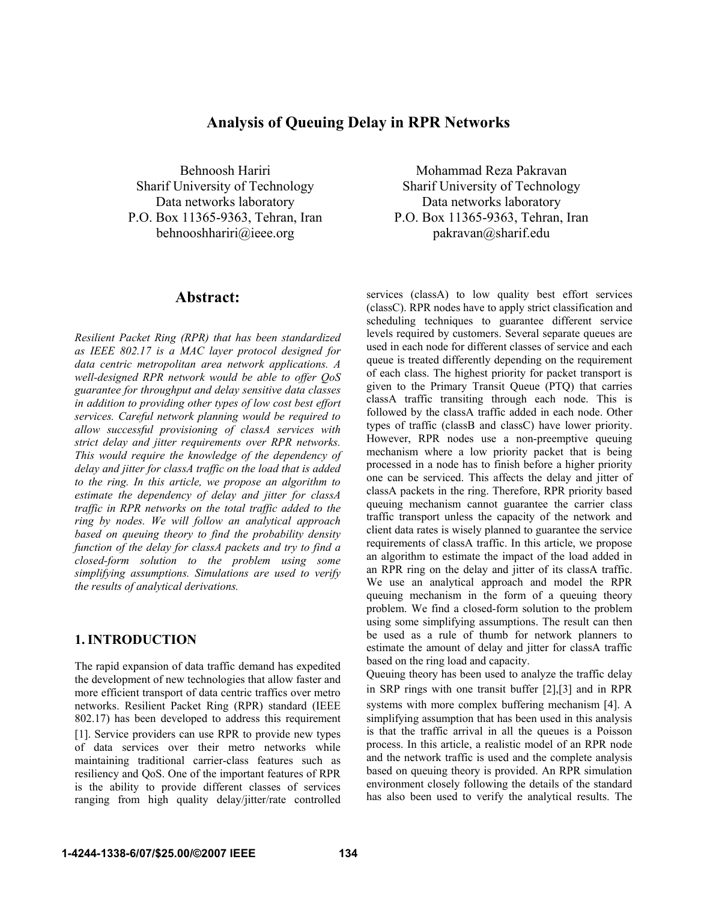# Analysis of Queuing Delay in RPR Networks

Behnoosh Hariri
Sharif University of Technology
Data networks laboratory
P.O. Box 11365-9363, Tehran, Iran
behnooshhariri@ieee.org

Mohammad Reza Pakravan
Sharif University of Technology
Data networks laboratory
P.O. Box 11365-9363, Tehran, Iran
pakravan@sharif.edu

## Abstract:

*Resilient Packet Ring (RPR) that has been standardized as IEEE 802.17 is a MAC layer protocol designed for data centric metropolitan area network applications. A well-designed RPR network would be able to offer QoS guarantee for throughput and delay sensitive data classes in addition to providing other types of low cost best effort services. Careful network planning would be required to allow successful provisioning of classA services with strict delay and jitter requirements over RPR networks. This would require the knowledge of the dependency of delay and jitter for classA traffic on the load that is added to the ring. In this article, we propose an algorithm to estimate the dependency of delay and jitter for classA traffic in RPR networks on the total traffic added to the ring by nodes. We will follow an analytical approach based on queuing theory to find the probability density function of the delay for classA packets and try to find a closed-form solution to the problem using some simplifying assumptions. Simulations are used to verify the results of analytical derivations.*

## 1. INTRODUCTION

The rapid expansion of data traffic demand has expedited the development of new technologies that allow faster and more efficient transport of data centric traffics over metro networks. Resilient Packet Ring (RPR) standard (IEEE 802.17) has been developed to address this requirement [1]. Service providers can use RPR to provide new types of data services over their metro networks while maintaining traditional carrier-class features such as resiliency and QoS. One of the important features of RPR is the ability to provide different classes of services ranging from high quality delay/jitter/rate controlled services (classA) to low quality best effort services (classC). RPR nodes have to apply strict classification and scheduling techniques to guarantee different service levels required by customers. Several separate queues are used in each node for different classes of service and each queue is treated differently depending on the requirement of each class. The highest priority for packet transport is given to the Primary Transit Queue (PTQ) that carries classA traffic transiting through each node. This is followed by the classA traffic added in each node. Other types of traffic (classB and classC) have lower priority. However, RPR nodes use a non-preemptive queuing mechanism where a low priority packet that is being processed in a node has to finish before a higher priority one can be serviced. This affects the delay and jitter of classA packets in the ring. Therefore, RPR priority based queuing mechanism cannot guarantee the carrier class traffic transport unless the capacity of the network and client data rates is wisely planned to guarantee the service requirements of classA traffic. In this article, we propose an algorithm to estimate the impact of the load added in an RPR ring on the delay and jitter of its classA traffic. We use an analytical approach and model the RPR queuing mechanism in the form of a queuing theory problem. We find a closed-form solution to the problem using some simplifying assumptions. The result can then be used as a rule of thumb for network planners to estimate the amount of delay and jitter for classA traffic based on the ring load and capacity.

Queuing theory has been used to analyze the traffic delay in SRP rings with one transit buffer [2],[3] and in RPR systems with more complex buffering mechanism [4]. A simplifying assumption that has been used in this analysis is that the traffic arrival in all the queues is a Poisson process. In this article, a realistic model of an RPR node and the network traffic is used and the complete analysis based on queuing theory is provided. An RPR simulation environment closely following the details of the standard has also been used to verify the analytical results. The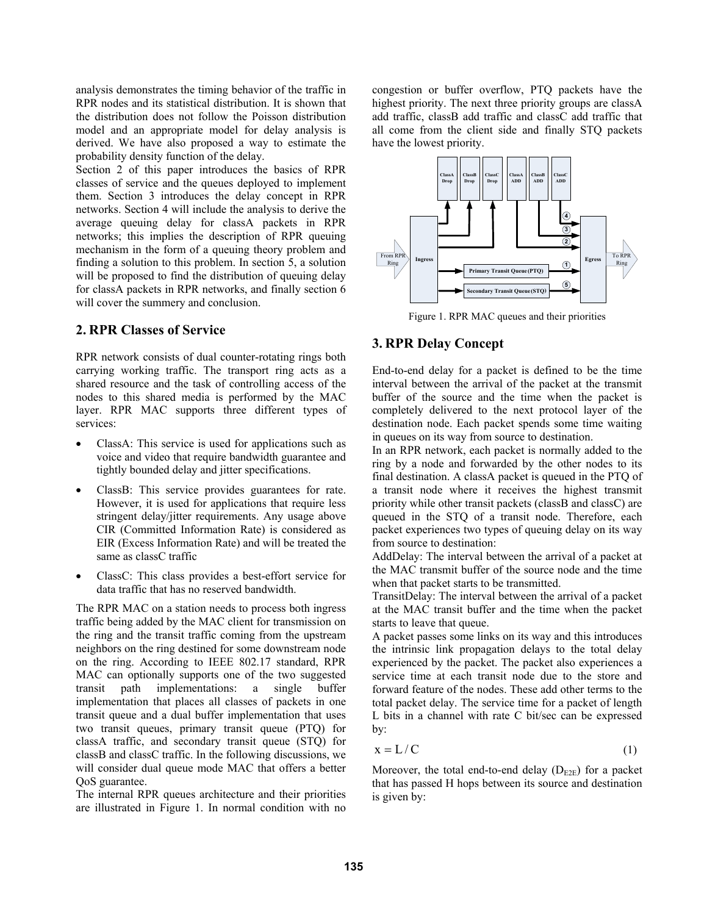analysis demonstrates the timing behavior of the traffic in RPR nodes and its statistical distribution. It is shown that the distribution does not follow the Poisson distribution model and an appropriate model for delay analysis is derived. We have also proposed a way to estimate the probability density function of the delay.

Section 2 of this paper introduces the basics of RPR classes of service and the queues deployed to implement them. Section 3 introduces the delay concept in RPR networks. Section 4 will include the analysis to derive the average queuing delay for classA packets in RPR networks; this implies the description of RPR queuing mechanism in the form of a queuing theory problem and finding a solution to this problem. In section 5, a solution will be proposed to find the distribution of queuing delay for classA packets in RPR networks, and finally section 6 will cover the summery and conclusion.

## 2. RPR Classes of Service

RPR network consists of dual counter-rotating rings both carrying working traffic. The transport ring acts as a shared resource and the task of controlling access of the nodes to this shared media is performed by the MAC layer. RPR MAC supports three different types of services:

- ClassA: This service is used for applications such as voice and video that require bandwidth guarantee and tightly bounded delay and jitter specifications.
- ClassB: This service provides guarantees for rate. However, it is used for applications that require less stringent delay/jitter requirements. Any usage above CIR (Committed Information Rate) is considered as EIR (Excess Information Rate) and will be treated the same as classC traffic
- ClassC: This class provides a best-effort service for data traffic that has no reserved bandwidth.

The RPR MAC on a station needs to process both ingress traffic being added by the MAC client for transmission on the ring and the transit traffic coming from the upstream neighbors on the ring destined for some downstream node on the ring. According to IEEE 802.17 standard, RPR MAC can optionally supports one of the two suggested transit path implementations: a single buffer implementation that places all classes of packets in one transit queue and a dual buffer implementation that uses two transit queues, primary transit queue (PTQ) for classA traffic, and secondary transit queue (STQ) for classB and classC traffic. In the following discussions, we will consider dual queue mode MAC that offers a better QoS guarantee.

The internal RPR queues architecture and their priorities are illustrated in Figure 1. In normal condition with no congestion or buffer overflow, PTQ packets have the highest priority. The next three priority groups are classA add traffic, classB add traffic and classC add traffic that all come from the client side and finally STQ packets have the lowest priority.

ClassA Drop
ClassB Drop
ClassC Drop
ClassA ADD
ClassB ADD
ClassC ADD
From RPR Ring
Ingress
Primary Transit Queue (PTQ)
Secondary Transit Queue (STQ)
Egress
To RPR Ring
1
2
3
4
5

Figure 1. RPR MAC queues and their priorities

## 3. RPR Delay Concept

End-to-end delay for a packet is defined to be the time interval between the arrival of the packet at the transmit buffer of the source and the time when the packet is completely delivered to the next protocol layer of the destination node. Each packet spends some time waiting in queues on its way from source to destination.

In an RPR network, each packet is normally added to the ring by a node and forwarded by the other nodes to its final destination. A classA packet is queued in the PTQ of a transit node where it receives the highest transmit priority while other transit packets (classB and classC) are queued in the STQ of a transit node. Therefore, each packet experiences two types of queuing delay on its way from source to destination:

AddDelay: The interval between the arrival of a packet at the MAC transmit buffer of the source node and the time when that packet starts to be transmitted.

TransitDelay: The interval between the arrival of a packet at the MAC transit buffer and the time when the packet starts to leave that queue.

A packet passes some links on its way and this introduces the intrinsic link propagation delays to the total delay experienced by the packet. The packet also experiences a service time at each transit node due to the store and forward feature of the nodes. These add other terms to the total packet delay. The service time for a packet of length L bits in a channel with rate C bit/sec can be expressed by:

$$x = L / C \tag{1}$$

Moreover, the total end-to-end delay ($D_{E2E}$) for a packet that has passed H hops between its source and destination is given by: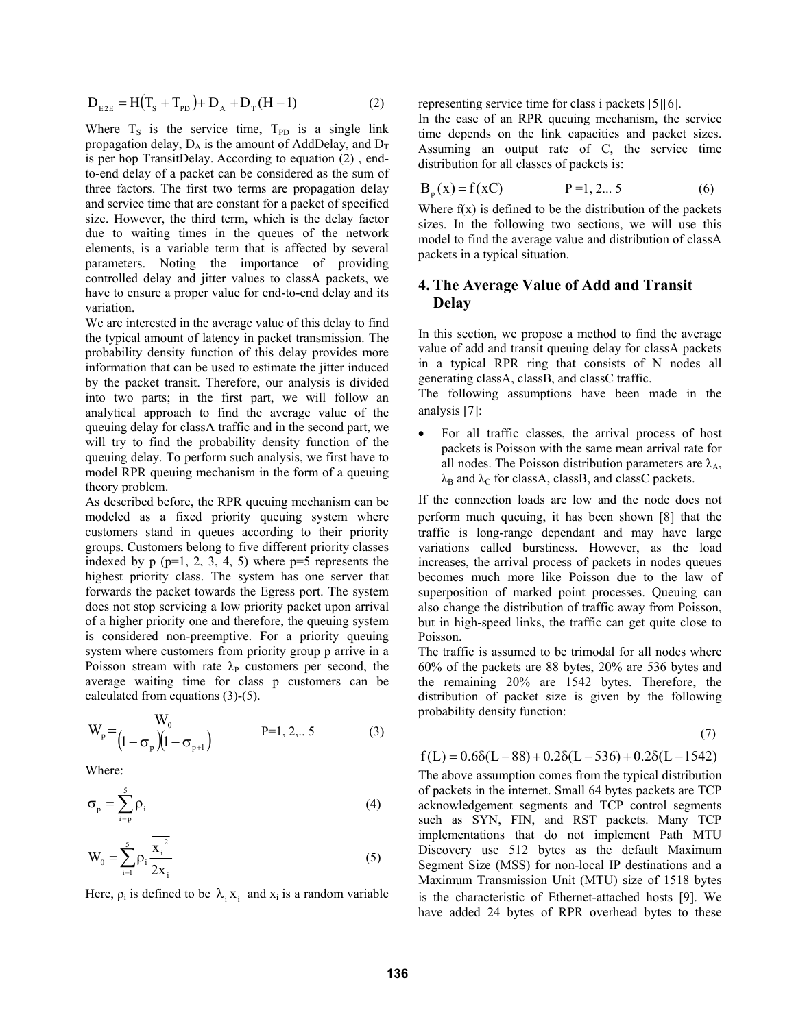$$D_{E2E} = H(T_S + T_{PD}) + D_A + D_T(H-1) \tag{2}$$

Where $T_S$ is the service time, $T_{PD}$ is a single link propagation delay, $D_A$ is the amount of AddDelay, and $D_T$ is per hop TransitDelay. According to equation (2) , end-to-end delay of a packet can be considered as the sum of three factors. The first two terms are propagation delay and service time that are constant for a packet of specified size. However, the third term, which is the delay factor due to waiting times in the queues of the network elements, is a variable term that is affected by several parameters. Noting the importance of providing controlled delay and jitter values to classA packets, we have to ensure a proper value for end-to-end delay and its variation.

We are interested in the average value of this delay to find the typical amount of latency in packet transmission. The probability density function of this delay provides more information that can be used to estimate the jitter induced by the packet transit. Therefore, our analysis is divided into two parts; in the first part, we will follow an analytical approach to find the average value of the queuing delay for classA traffic and in the second part, we will try to find the probability density function of the queuing delay. To perform such analysis, we first have to model RPR queuing mechanism in the form of a queuing theory problem.

As described before, the RPR queuing mechanism can be modeled as a fixed priority queuing system where customers stand in queues according to their priority groups. Customers belong to five different priority classes indexed by p (p=1, 2, 3, 4, 5) where p=5 represents the highest priority class. The system has one server that forwards the packet towards the Egress port. The system does not stop servicing a low priority packet upon arrival of a higher priority one and therefore, the queuing system is considered non-preemptive. For a priority queuing system where customers from priority group p arrive in a Poisson stream with rate $\lambda_P$ customers per second, the average waiting time for class p customers can be calculated from equations (3)-(5).

$$W_p = \frac{W_0}{(1-\sigma_p)(1-\sigma_{p+1})} \qquad P=1, 2,.. 5 \tag{3}$$

Where:

$$\sigma_p = \sum_{i=p}^{5} \rho_i \tag{4}$$

$$W_0 = \sum_{i=1}^{5} \rho_i \frac{\overline{x_i^2}}{2\overline{x_i}} \tag{5}$$

Here, $\rho_i$ is defined to be $\lambda_i \overline{x_i}$ and $x_i$ is a random variable representing service time for class i packets [5][6].

In the case of an RPR queuing mechanism, the service time depends on the link capacities and packet sizes. Assuming an output rate of C, the service time distribution for all classes of packets is:

$$B_p(x) = f(xC) \qquad P=1, 2... 5 \tag{6}$$

Where f(x) is defined to be the distribution of the packets sizes. In the following two sections, we will use this model to find the average value and distribution of classA packets in a typical situation.

## 4. The Average Value of Add and Transit Delay

In this section, we propose a method to find the average value of add and transit queuing delay for classA packets in a typical RPR ring that consists of N nodes all generating classA, classB, and classC traffic.

The following assumptions have been made in the analysis [7]:

- For all traffic classes, the arrival process of host packets is Poisson with the same mean arrival rate for all nodes. The Poisson distribution parameters are $\lambda_A$, $\lambda_B$ and $\lambda_C$ for classA, classB, and classC packets.

If the connection loads are low and the node does not perform much queuing, it has been shown [8] that the traffic is long-range dependant and may have large variations called burstiness. However, as the load increases, the arrival process of packets in nodes queues becomes much more like Poisson due to the law of superposition of marked point processes. Queuing can also change the distribution of traffic away from Poisson, but in high-speed links, the traffic can get quite close to Poisson.

The traffic is assumed to be trimodal for all nodes where 60% of the packets are 88 bytes, 20% are 536 bytes and the remaining 20% are 1542 bytes. Therefore, the distribution of packet size is given by the following probability density function:

$$f(L) = 0.6\delta(L-88) + 0.2\delta(L-536) + 0.2\delta(L-1542) \tag{7}$$

The above assumption comes from the typical distribution of packets in the internet. Small 64 bytes packets are TCP acknowledgement segments and TCP control segments such as SYN, FIN, and RST packets. Many TCP implementations that do not implement Path MTU Discovery use 512 bytes as the default Maximum Segment Size (MSS) for non-local IP destinations and a Maximum Transmission Unit (MTU) size of 1518 bytes is the characteristic of Ethernet-attached hosts [9]. We have added 24 bytes of RPR overhead bytes to these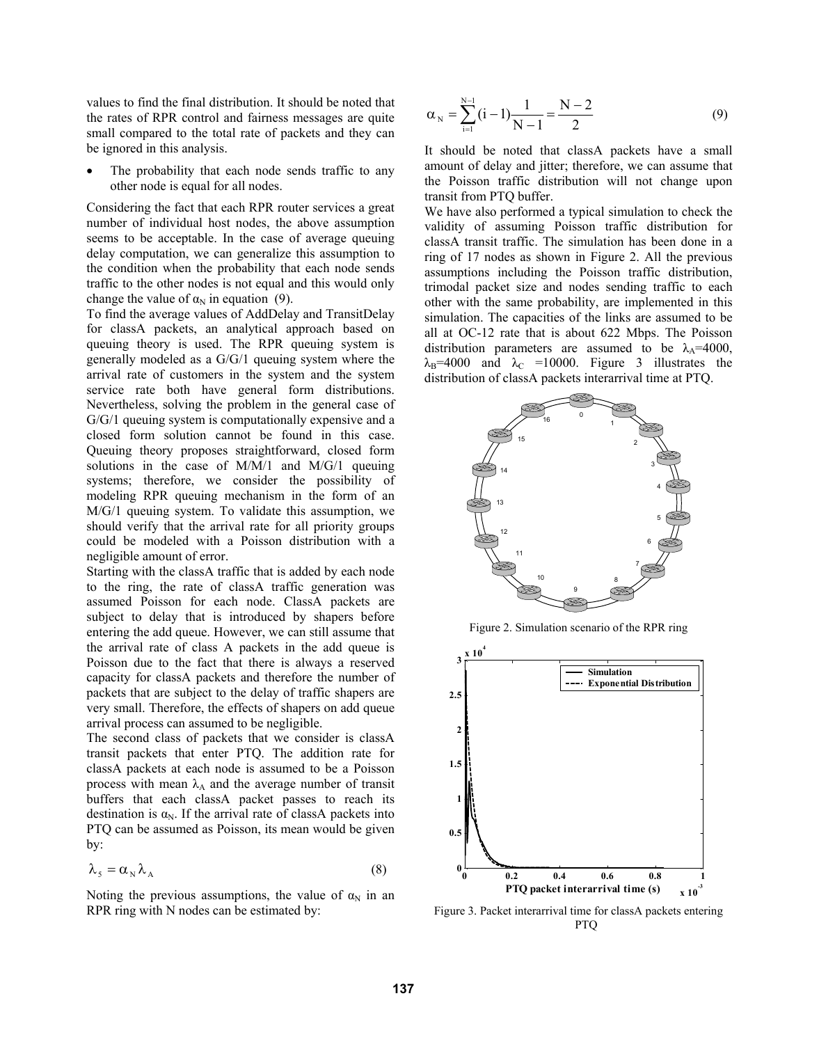values to find the final distribution. It should be noted that the rates of RPR control and fairness messages are quite small compared to the total rate of packets and they can be ignored in this analysis.

- The probability that each node sends traffic to any other node is equal for all nodes.

Considering the fact that each RPR router services a great number of individual host nodes, the above assumption seems to be acceptable. In the case of average queuing delay computation, we can generalize this assumption to the condition when the probability that each node sends traffic to the other nodes is not equal and this would only change the value of $\alpha_N$ in equation (9).

To find the average values of AddDelay and TransitDelay for classA packets, an analytical approach based on queuing theory is used. The RPR queuing system is generally modeled as a G/G/1 queuing system where the arrival rate of customers in the system and the system service rate both have general form distributions. Nevertheless, solving the problem in the general case of G/G/1 queuing system is computationally expensive and a closed form solution cannot be found in this case. Queuing theory proposes straightforward, closed form solutions in the case of M/M/1 and M/G/1 queuing systems; therefore, we consider the possibility of modeling RPR queuing mechanism in the form of an M/G/1 queuing system. To validate this assumption, we should verify that the arrival rate for all priority groups could be modeled with a Poisson distribution with a negligible amount of error.

Starting with the classA traffic that is added by each node to the ring, the rate of classA traffic generation was assumed Poisson for each node. ClassA packets are subject to delay that is introduced by shapers before entering the add queue. However, we can still assume that the arrival rate of class A packets in the add queue is Poisson due to the fact that there is always a reserved capacity for classA packets and therefore the number of packets that are subject to the delay of traffic shapers are very small. Therefore, the effects of shapers on add queue arrival process can assumed to be negligible.

The second class of packets that we consider is classA transit packets that enter PTQ. The addition rate for classA packets at each node is assumed to be a Poisson process with mean $\lambda_A$ and the average number of transit buffers that each classA packet passes to reach its destination is $\alpha_N$. If the arrival rate of classA packets into PTQ can be assumed as Poisson, its mean would be given by:

$$\lambda_5 = \alpha_N \lambda_A \tag{8}$$

Noting the previous assumptions, the value of $\alpha_N$ in an RPR ring with N nodes can be estimated by:

$$\alpha_N = \sum_{i=1}^{N-1} (i-1)\frac{1}{N-1} = \frac{N-2}{2} \tag{9}$$

It should be noted that classA packets have a small amount of delay and jitter; therefore, we can assume that the Poisson traffic distribution will not change upon transit from PTQ buffer.

We have also performed a typical simulation to check the validity of assuming Poisson traffic distribution for classA transit traffic. The simulation has been done in a ring of 17 nodes as shown in Figure 2. All the previous assumptions including the Poisson traffic distribution, trimodal packet size and nodes sending traffic to each other with the same probability, are implemented in this simulation. The capacities of the links are assumed to be all at OC-12 rate that is about 622 Mbps. The Poisson distribution parameters are assumed to be $\lambda_A$=4000, $\lambda_B$=4000 and $\lambda_C$ =10000. Figure 3 illustrates the distribution of classA packets interarrival time at PTQ.

0 1 2 3 4 5 6 7 8 9 10 11 12 13 14 15 16

Figure 2. Simulation scenario of the RPR ring

x 10^4
3
2.5
2
1.5
1
0.5
0
Simulation
Exponential Distribution
0 0.2 0.4 0.6 0.8 1
PTQ packet interarrival time (s) x 10^-3

Figure 3. Packet interarrival time for classA packets entering PTQ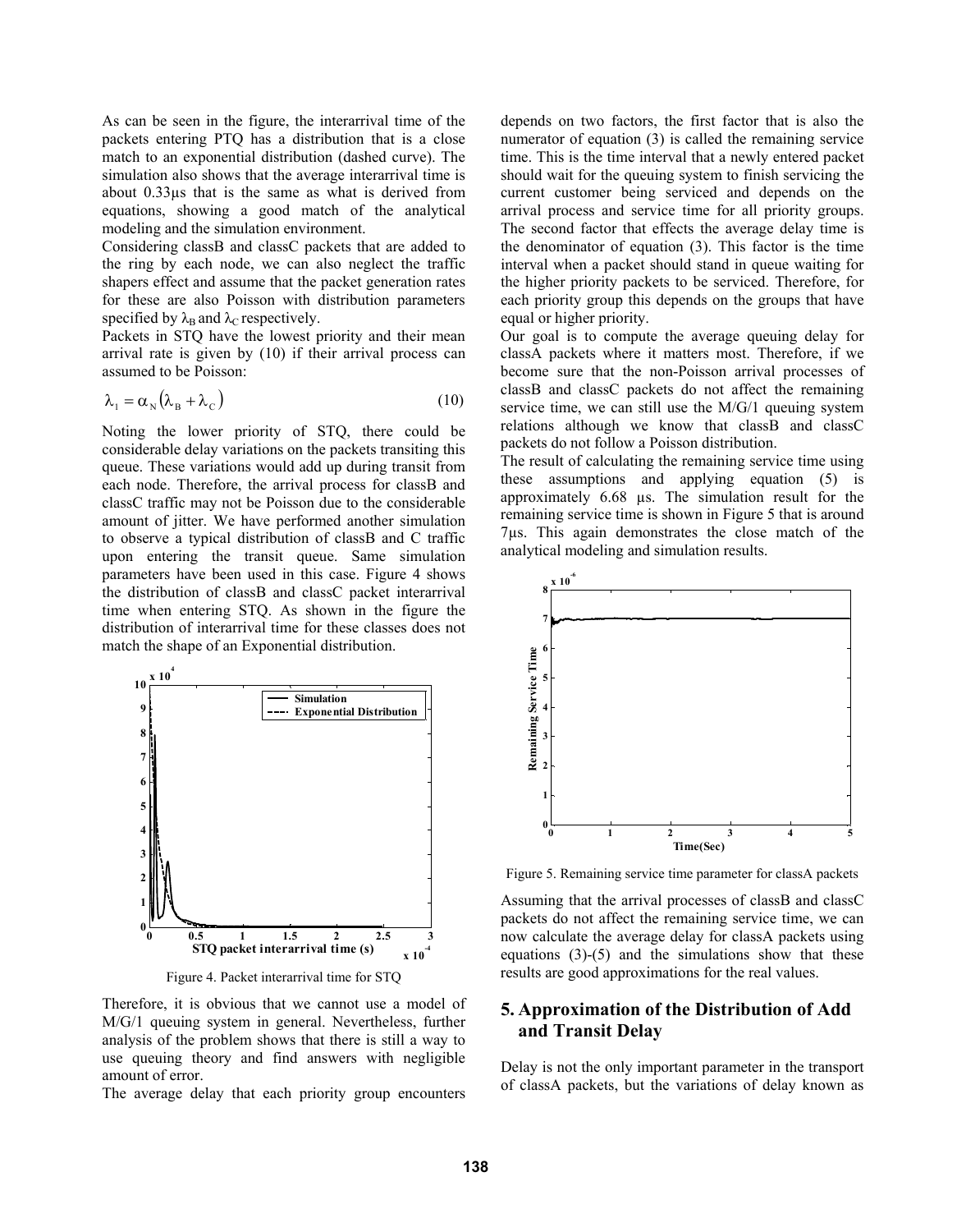As can be seen in the figure, the interarrival time of the packets entering PTQ has a distribution that is a close match to an exponential distribution (dashed curve). The simulation also shows that the average interarrival time is about 0.33µs that is the same as what is derived from equations, showing a good match of the analytical modeling and the simulation environment.

Considering classB and classC packets that are added to the ring by each node, we can also neglect the traffic shapers effect and assume that the packet generation rates for these are also Poisson with distribution parameters specified by $\lambda_B$ and $\lambda_C$ respectively.

Packets in STQ have the lowest priority and their mean arrival rate is given by (10) if their arrival process can assumed to be Poisson:

$$\lambda_1 = \alpha_N (\lambda_B + \lambda_C) \tag{10}$$

Noting the lower priority of STQ, there could be considerable delay variations on the packets transiting this queue. These variations would add up during transit from each node. Therefore, the arrival process for classB and classC traffic may not be Poisson due to the considerable amount of jitter. We have performed another simulation to observe a typical distribution of classB and C traffic upon entering the transit queue. Same simulation parameters have been used in this case. Figure 4 shows the distribution of classB and classC packet interarrival time when entering STQ. As shown in the figure the distribution of interarrival time for these classes does not match the shape of an Exponential distribution.

Figure 4. Packet interarrival time for STQ

Therefore, it is obvious that we cannot use a model of M/G/1 queuing system in general. Nevertheless, further analysis of the problem shows that there is still a way to use queuing theory and find answers with negligible amount of error.

The average delay that each priority group encounters depends on two factors, the first factor that is also the numerator of equation (3) is called the remaining service time. This is the time interval that a newly entered packet should wait for the queuing system to finish servicing the current customer being serviced and depends on the arrival process and service time for all priority groups. The second factor that effects the average delay time is the denominator of equation (3). This factor is the time interval when a packet should stand in queue waiting for the higher priority packets to be serviced. Therefore, for each priority group this depends on the groups that have equal or higher priority.

Our goal is to compute the average queuing delay for classA packets where it matters most. Therefore, if we become sure that the non-Poisson arrival processes of classB and classC packets do not affect the remaining service time, we can still use the M/G/1 queuing system relations although we know that classB and classC packets do not follow a Poisson distribution.

The result of calculating the remaining service time using these assumptions and applying equation (5) is approximately 6.68 µs. The simulation result for the remaining service time is shown in Figure 5 that is around 7µs. This again demonstrates the close match of the analytical modeling and simulation results.

Figure 5. Remaining service time parameter for classA packets

Assuming that the arrival processes of classB and classC packets do not affect the remaining service time, we can now calculate the average delay for classA packets using equations (3)-(5) and the simulations show that these results are good approximations for the real values.

## 5. Approximation of the Distribution of Add and Transit Delay

Delay is not the only important parameter in the transport of classA packets, but the variations of delay known as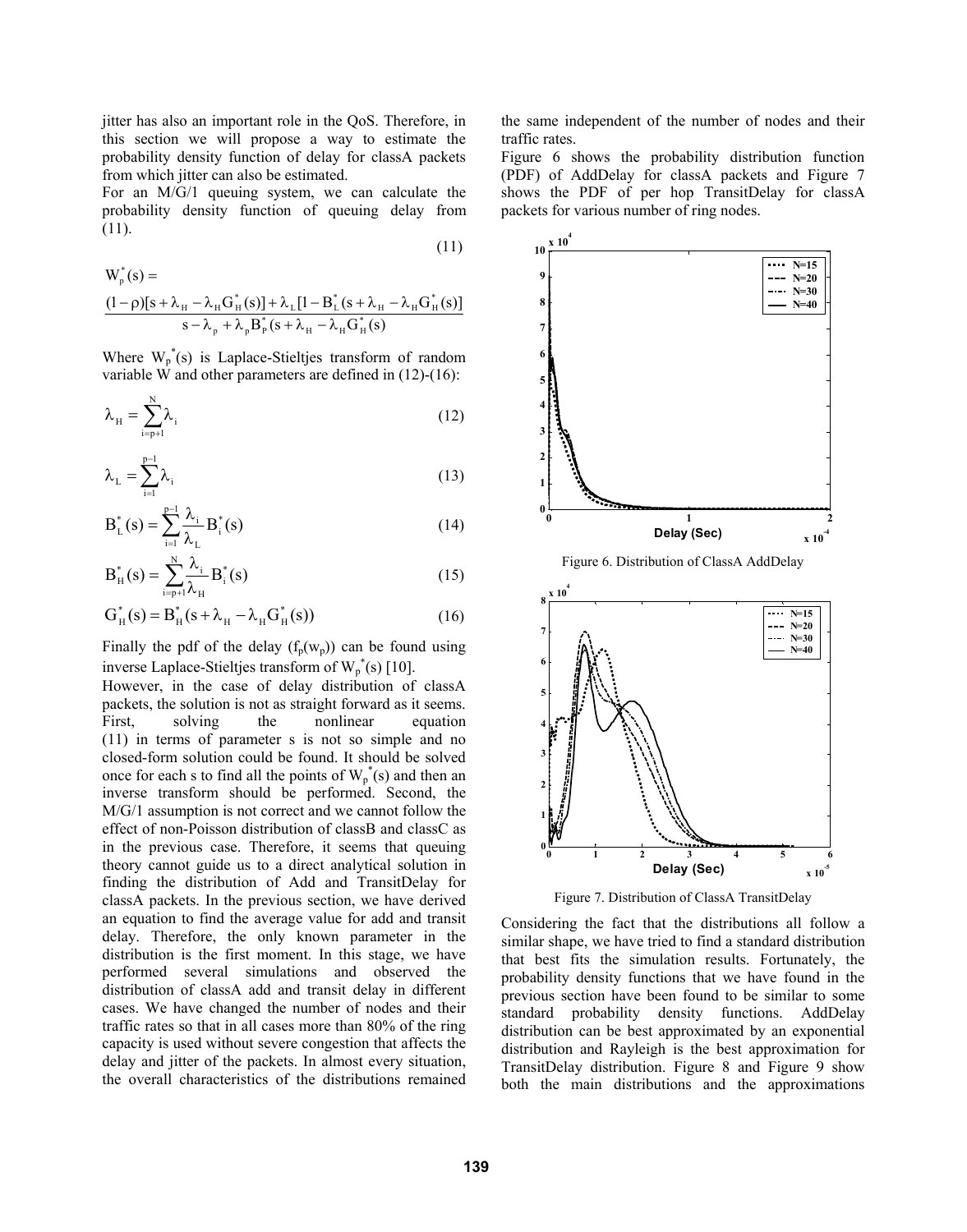jitter has also an important role in the QoS. Therefore, in this section we will propose a way to estimate the probability density function of delay for classA packets from which jitter can also be estimated.

For an M/G/1 queuing system, we can calculate the probability density function of queuing delay from (11).

$$W_p^*(s) = \frac{(1-\rho)[s+\lambda_H - \lambda_H G_H^*(s)] + \lambda_L[1 - B_L^*(s+\lambda_H - \lambda_H G_H^*(s)]}{s - \lambda_p + \lambda_p B_p^*(s+\lambda_H - \lambda_H G_H^*(s)} \tag{11}$$

Where $W_p^*(s)$ is Laplace-Stieltjes transform of random variable W and other parameters are defined in (12)-(16):

$$\lambda_H = \sum_{i=p+1}^{N} \lambda_i \tag{12}$$

$$\lambda_L = \sum_{i=1}^{p-1} \lambda_i \tag{13}$$

$$B_L^*(s) = \sum_{i=1}^{p-1} \frac{\lambda_i}{\lambda_L} B_i^*(s) \tag{14}$$

$$B_H^*(s) = \sum_{i=p+1}^{N} \frac{\lambda_i}{\lambda_H} B_i^*(s) \tag{15}$$

$$G_H^*(s) = B_H^*(s + \lambda_H - \lambda_H G_H^*(s)) \tag{16}$$

Finally the pdf of the delay ($f_p(w_p)$) can be found using inverse Laplace-Stieltjes transform of $W_p^*(s)$ [10].

However, in the case of delay distribution of classA packets, the solution is not as straight forward as it seems. First, solving the nonlinear equation (11) in terms of parameter s is not so simple and no closed-form solution could be found. It should be solved once for each s to find all the points of $W_p^*(s)$ and then an inverse transform should be performed. Second, the M/G/1 assumption is not correct and we cannot follow the effect of non-Poisson distribution of classB and classC as in the previous case. Therefore, it seems that queuing theory cannot guide us to a direct analytical solution in finding the distribution of Add and TransitDelay for classA packets. In the previous section, we have derived an equation to find the average value for add and transit delay. Therefore, the only known parameter in the distribution is the first moment. In this stage, we have performed several simulations and observed the distribution of classA add and transit delay in different cases. We have changed the number of nodes and their traffic rates so that in all cases more than 80% of the ring capacity is used without severe congestion that affects the delay and jitter of the packets. In almost every situation, the overall characteristics of the distributions remained the same independent of the number of nodes and their traffic rates.

Figure 6 shows the probability distribution function (PDF) of AddDelay for classA packets and Figure 7 shows the PDF of per hop TransitDelay for classA packets for various number of ring nodes.

Figure 6. Distribution of ClassA AddDelay

Figure 7. Distribution of ClassA TransitDelay

Considering the fact that the distributions all follow a similar shape, we have tried to find a standard distribution that best fits the simulation results. Fortunately, the probability density functions that we have found in the previous section have been found to be similar to some standard probability density functions. AddDelay distribution can be best approximated by an exponential distribution and Rayleigh is the best approximation for TransitDelay distribution. Figure 8 and Figure 9 show both the main distributions and the approximations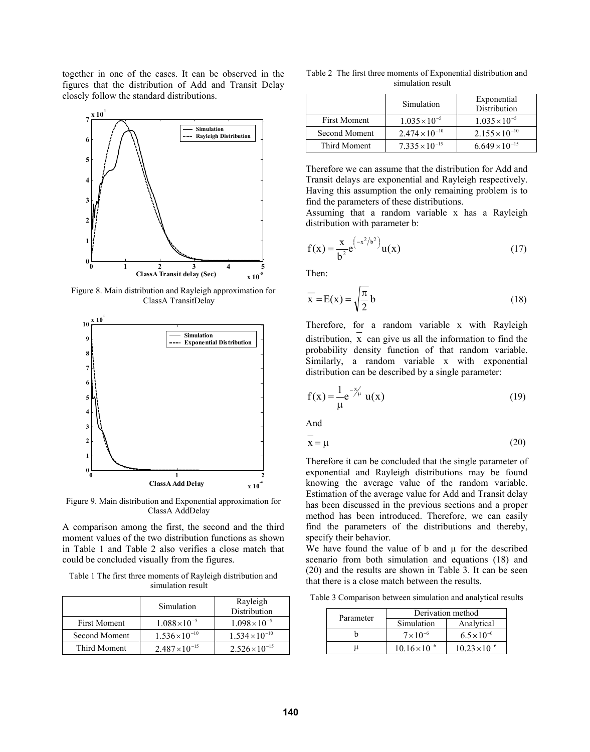together in one of the cases. It can be observed in the figures that the distribution of Add and Transit Delay closely follow the standard distributions.

Figure 8. Main distribution and Rayleigh approximation for ClassA TransitDelay

Figure 9. Main distribution and Exponential approximation for ClassA AddDelay

A comparison among the first, the second and the third moment values of the two distribution functions as shown in Table 1 and Table 2 also verifies a close match that could be concluded visually from the figures.

Table 1 The first three moments of Rayleigh distribution and simulation result

| | Simulation | Rayleigh Distribution |
|---|---|---|
| First Moment | $1.088 \times 10^{-5}$ | $1.098 \times 10^{-5}$ |
| Second Moment | $1.536 \times 10^{-10}$ | $1.534 \times 10^{-10}$ |
| Third Moment | $2.487 \times 10^{-15}$ | $2.526 \times 10^{-15}$ |

Table 2 The first three moments of Exponential distribution and simulation result

| | Simulation | Exponential Distribution |
|---|---|---|
| First Moment | $1.035 \times 10^{-5}$ | $1.035 \times 10^{-5}$ |
| Second Moment | $2.474 \times 10^{-10}$ | $2.155 \times 10^{-10}$ |
| Third Moment | $7.335 \times 10^{-15}$ | $6.649 \times 10^{-15}$ |

Therefore we can assume that the distribution for Add and Transit delays are exponential and Rayleigh respectively. Having this assumption the only remaining problem is to find the parameters of these distributions.

Assuming that a random variable x has a Rayleigh distribution with parameter b:

$$f(x) = \frac{x}{b^2} e^{\left(-x^2/b^2\right)} u(x) \tag{17}$$

Then:

$$\overline{x} = E(x) = \sqrt{\frac{\pi}{2}}\, b \tag{18}$$

Therefore, for a random variable x with Rayleigh distribution, $\overline{x}$ can give us all the information to find the probability density function of that random variable. Similarly, a random variable x with exponential distribution can be described by a single parameter:

$$f(x) = \frac{1}{\mu} e^{-x/\mu} u(x) \tag{19}$$

And

$$\overline{x} = \mu \tag{20}$$

Therefore it can be concluded that the single parameter of exponential and Rayleigh distributions may be found knowing the average value of the random variable. Estimation of the average value for Add and Transit delay has been discussed in the previous sections and a proper method has been introduced. Therefore, we can easily find the parameters of the distributions and thereby, specify their behavior.

We have found the value of b and μ for the described scenario from both simulation and equations (18) and (20) and the results are shown in Table 3. It can be seen that there is a close match between the results.

Table 3 Comparison between simulation and analytical results

| Parameter | Derivation method | |
|---|---|---|
| | Simulation | Analytical |
| b | $7 \times 10^{-6}$ | $6.5 \times 10^{-6}$ |
| μ | $10.16 \times 10^{-6}$ | $10.23 \times 10^{-6}$ |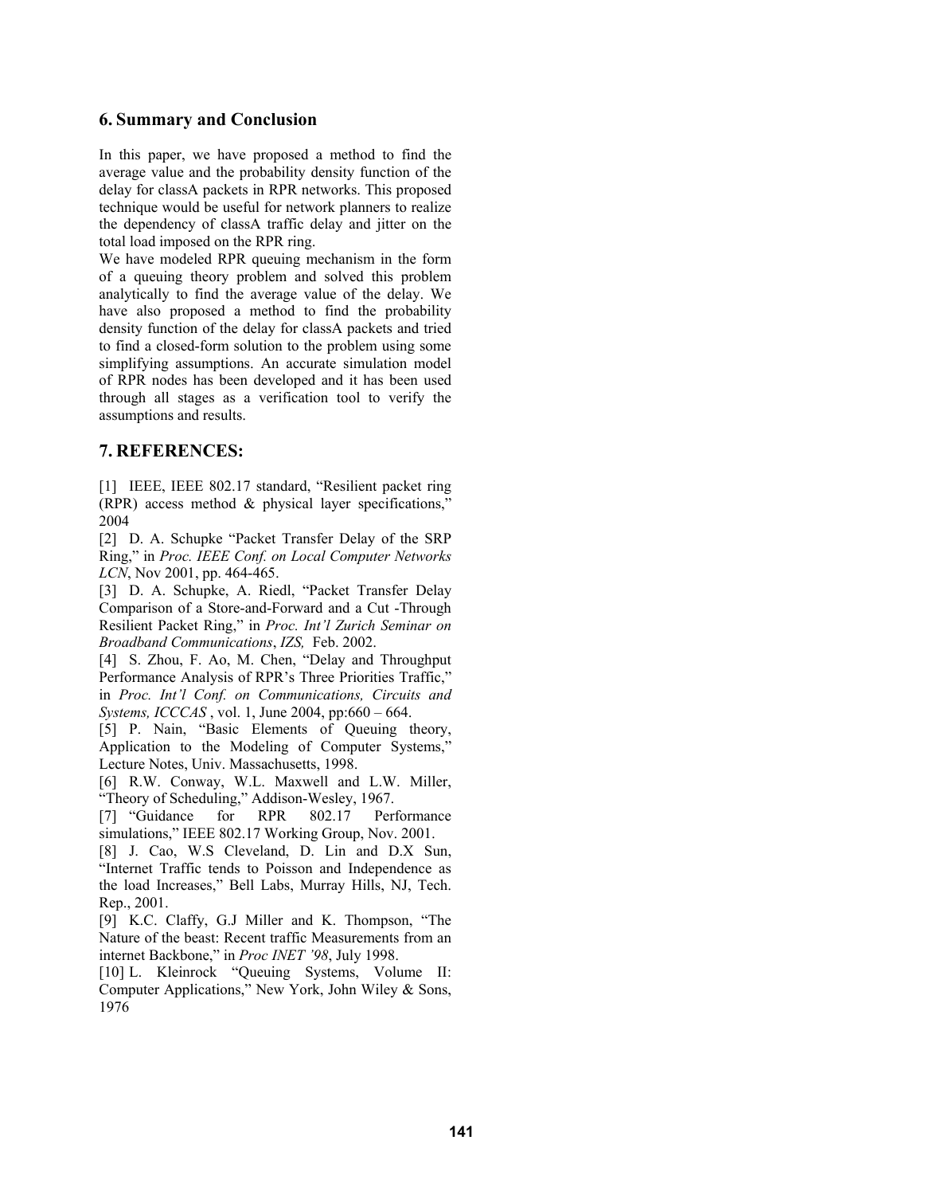## 6. Summary and Conclusion

In this paper, we have proposed a method to find the average value and the probability density function of the delay for classA packets in RPR networks. This proposed technique would be useful for network planners to realize the dependency of classA traffic delay and jitter on the total load imposed on the RPR ring.

We have modeled RPR queuing mechanism in the form of a queuing theory problem and solved this problem analytically to find the average value of the delay. We have also proposed a method to find the probability density function of the delay for classA packets and tried to find a closed-form solution to the problem using some simplifying assumptions. An accurate simulation model of RPR nodes has been developed and it has been used through all stages as a verification tool to verify the assumptions and results.

## 7. REFERENCES:

[1] IEEE, IEEE 802.17 standard, "Resilient packet ring (RPR) access method & physical layer specifications," 2004

[2] D. A. Schupke "Packet Transfer Delay of the SRP Ring," in *Proc. IEEE Conf. on Local Computer Networks LCN*, Nov 2001, pp. 464-465.

[3] D. A. Schupke, A. Riedl, "Packet Transfer Delay Comparison of a Store-and-Forward and a Cut -Through Resilient Packet Ring," in *Proc. Int'l Zurich Seminar on Broadband Communications*, *IZS,* Feb. 2002.

[4] S. Zhou, F. Ao, M. Chen, "Delay and Throughput Performance Analysis of RPR's Three Priorities Traffic," in *Proc. Int'l Conf. on Communications, Circuits and Systems, ICCCAS* , vol. 1, June 2004, pp:660 – 664.

[5] P. Nain, "Basic Elements of Queuing theory, Application to the Modeling of Computer Systems," Lecture Notes, Univ. Massachusetts, 1998.

[6] R.W. Conway, W.L. Maxwell and L.W. Miller, "Theory of Scheduling," Addison-Wesley, 1967.

[7] "Guidance for RPR 802.17 Performance simulations," IEEE 802.17 Working Group, Nov. 2001.

[8] J. Cao, W.S Cleveland, D. Lin and D.X Sun, "Internet Traffic tends to Poisson and Independence as the load Increases," Bell Labs, Murray Hills, NJ, Tech. Rep., 2001.

[9] K.C. Claffy, G.J Miller and K. Thompson, "The Nature of the beast: Recent traffic Measurements from an internet Backbone," in *Proc INET '98*, July 1998.

[10] L. Kleinrock "Queuing Systems, Volume II: Computer Applications," New York, John Wiley & Sons, 1976